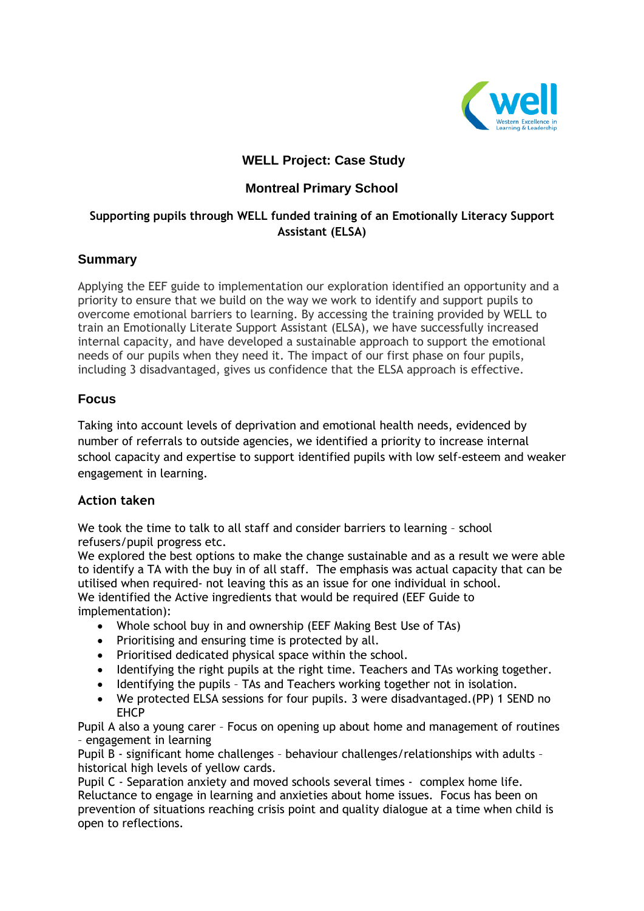# WELL Project: Case Study

## Montreal Primary School

### Supporting pupils through WELL funded training of an Emotionally Literacy Support Assistant (ELSA)

## Summary

Applying the EEF guide to implementation our exploration identified an opportunity and a priority to ensure that we build on the way we work to identify and support pupils to overcome emotional barriers to learning. By accessing the training provided by WELL to train an Emotionally Literate Support Assistant (ELSA), we have successfully increased internal capacity, and have developed a sustainable approach to support the emotional needs of our pupils when they need it. The impact of our first phase on four pupils, including 3 disadvantaged, gives us confidence that the ELSA approach is effective.

## Focus

Taking into account levels of deprivation and emotional health needs, evidenced by number of referrals to outside agencies, we identified a priority to increase internal school capacity and expertise to support identified pupils with low self-esteem and weaker engagement in learning.

## Action taken

We took the time to talk to all staff and consider barriers to learning – school refusers/pupil progress etc.
We explored the best options to make the change sustainable and as a result we were able to identify a TA with the buy in of all staff. The emphasis was actual capacity that can be utilised when required- not leaving this as an issue for one individual in school.
We identified the Active ingredients that would be required (EEF Guide to implementation):

- Whole school buy in and ownership (EEF Making Best Use of TAs)
- Prioritising and ensuring time is protected by all.
- Prioritised dedicated physical space within the school.
- Identifying the right pupils at the right time. Teachers and TAs working together.
- Identifying the pupils – TAs and Teachers working together not in isolation.
- We protected ELSA sessions for four pupils. 3 were disadvantaged.(PP) 1 SEND no EHCP

Pupil A also a young carer – Focus on opening up about home and management of routines – engagement in learning
Pupil B - significant home challenges – behaviour challenges/relationships with adults – historical high levels of yellow cards.
Pupil C - Separation anxiety and moved schools several times - complex home life. Reluctance to engage in learning and anxieties about home issues. Focus has been on prevention of situations reaching crisis point and quality dialogue at a time when child is open to reflections.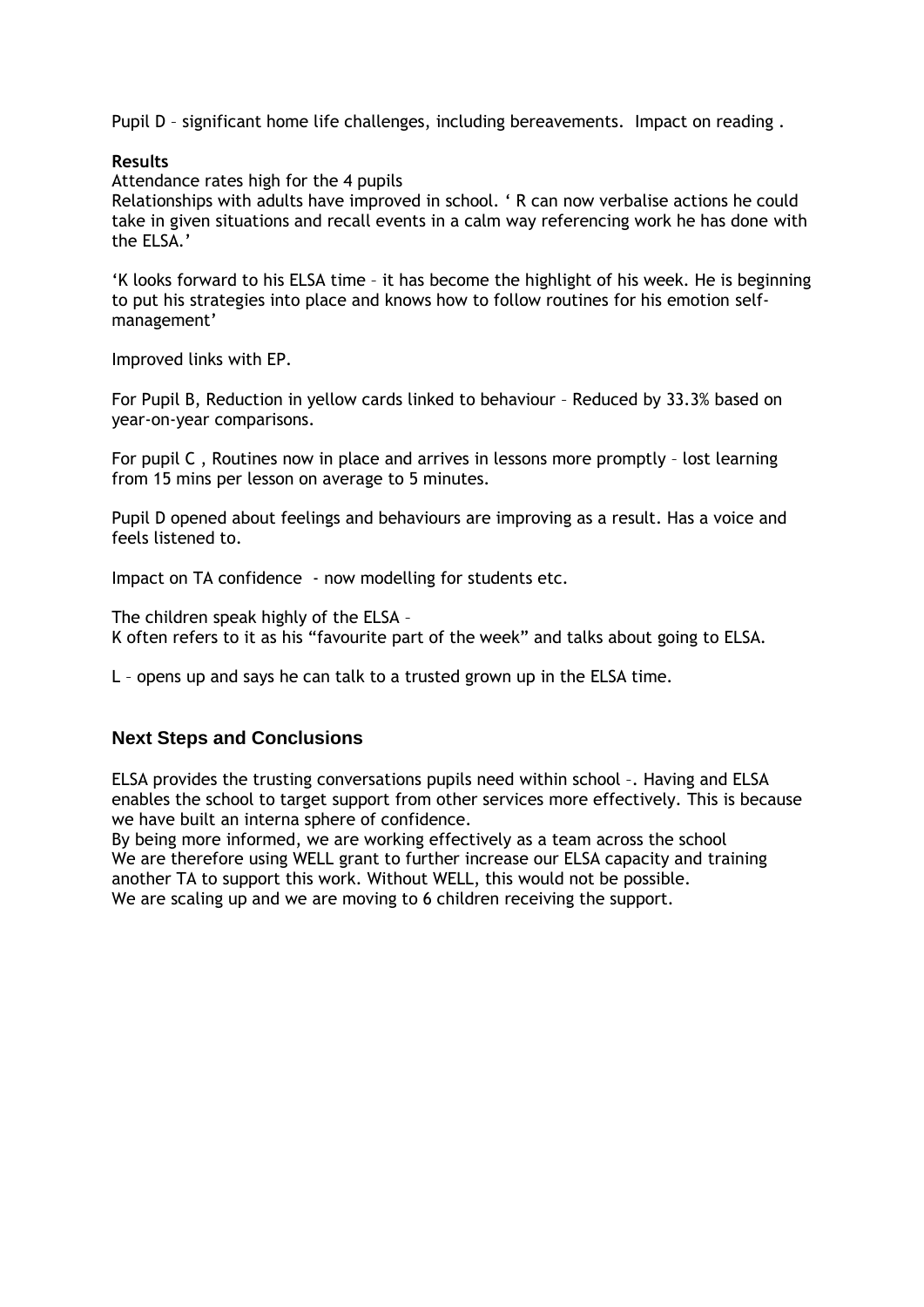Pupil D – significant home life challenges, including bereavements. Impact on reading .

**Results**

Attendance rates high for the 4 pupils

Relationships with adults have improved in school. ' R can now verbalise actions he could take in given situations and recall events in a calm way referencing work he has done with the ELSA.'

'K looks forward to his ELSA time – it has become the highlight of his week. He is beginning to put his strategies into place and knows how to follow routines for his emotion self-management'

Improved links with EP.

For Pupil B, Reduction in yellow cards linked to behaviour – Reduced by 33.3% based on year-on-year comparisons.

For pupil C , Routines now in place and arrives in lessons more promptly – lost learning from 15 mins per lesson on average to 5 minutes.

Pupil D opened about feelings and behaviours are improving as a result. Has a voice and feels listened to.

Impact on TA confidence - now modelling for students etc.

The children speak highly of the ELSA –
K often refers to it as his "favourite part of the week" and talks about going to ELSA.

L – opens up and says he can talk to a trusted grown up in the ELSA time.

## Next Steps and Conclusions

ELSA provides the trusting conversations pupils need within school –. Having and ELSA enables the school to target support from other services more effectively. This is because we have built an interna sphere of confidence.
By being more informed, we are working effectively as a team across the school
We are therefore using WELL grant to further increase our ELSA capacity and training another TA to support this work. Without WELL, this would not be possible.
We are scaling up and we are moving to 6 children receiving the support.